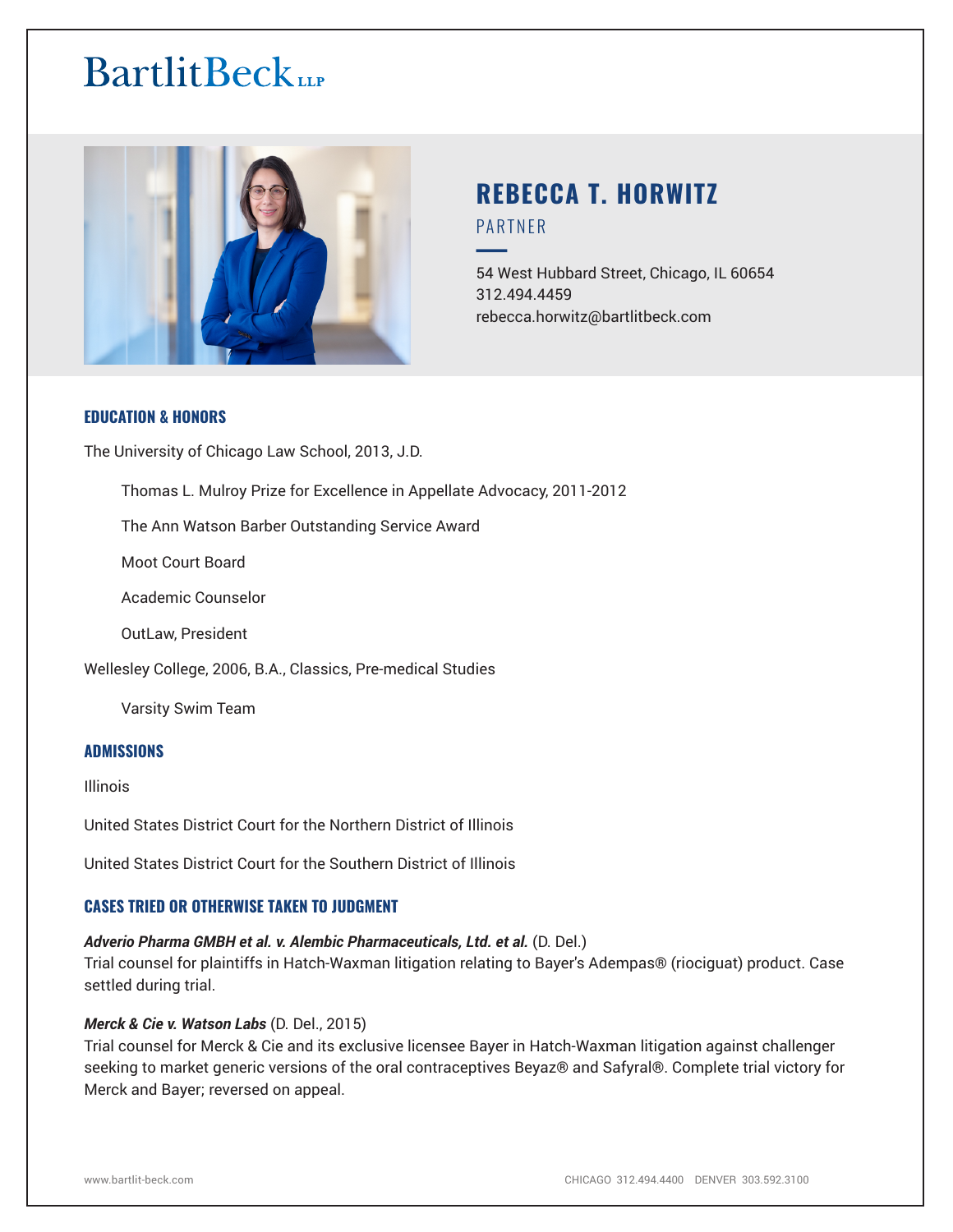# BartlitBeck LLP

## REBECCA T. HORWITZ

PARTNER

54 West Hubbard Street, Chicago, IL 60654
312.494.4459
rebecca.horwitz@bartlitbeck.com

### EDUCATION & HONORS

The University of Chicago Law School, 2013, J.D.

- Thomas L. Mulroy Prize for Excellence in Appellate Advocacy, 2011-2012
- The Ann Watson Barber Outstanding Service Award
- Moot Court Board
- Academic Counselor
- OutLaw, President

Wellesley College, 2006, B.A., Classics, Pre-medical Studies

- Varsity Swim Team

### ADMISSIONS

Illinois

United States District Court for the Northern District of Illinois

United States District Court for the Southern District of Illinois

### CASES TRIED OR OTHERWISE TAKEN TO JUDGMENT

***Adverio Pharma GMBH et al. v. Alembic Pharmaceuticals, Ltd. et al.*** (D. Del.)
Trial counsel for plaintiffs in Hatch-Waxman litigation relating to Bayer's Adempas® (riociguat) product. Case settled during trial.

***Merck & Cie v. Watson Labs*** (D. Del., 2015)
Trial counsel for Merck & Cie and its exclusive licensee Bayer in Hatch-Waxman litigation against challenger seeking to market generic versions of the oral contraceptives Beyaz® and Safyral®. Complete trial victory for Merck and Bayer; reversed on appeal.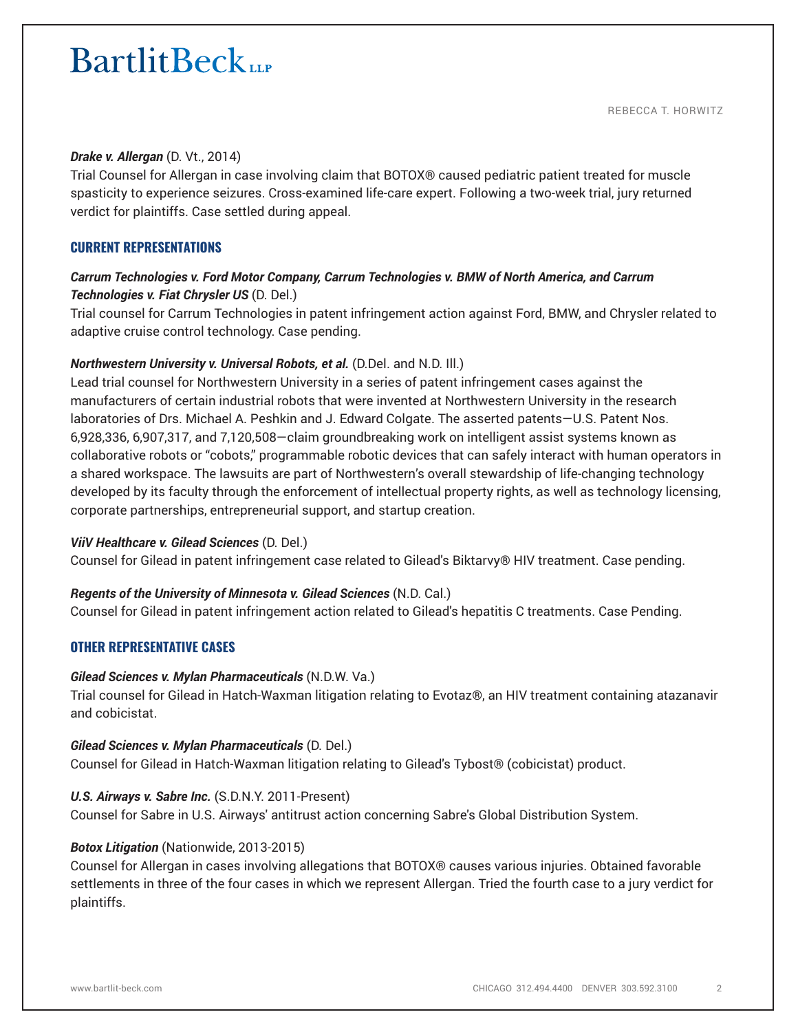***Drake v. Allergan*** (D. Vt., 2014)
Trial Counsel for Allergan in case involving claim that BOTOX® caused pediatric patient treated for muscle spasticity to experience seizures. Cross-examined life-care expert. Following a two-week trial, jury returned verdict for plaintiffs. Case settled during appeal.

## CURRENT REPRESENTATIONS

***Carrum Technologies v. Ford Motor Company, Carrum Technologies v. BMW of North America, and Carrum Technologies v. Fiat Chrysler US*** (D. Del.)
Trial counsel for Carrum Technologies in patent infringement action against Ford, BMW, and Chrysler related to adaptive cruise control technology. Case pending.

***Northwestern University v. Universal Robots, et al.*** (D.Del. and N.D. Ill.)
Lead trial counsel for Northwestern University in a series of patent infringement cases against the manufacturers of certain industrial robots that were invented at Northwestern University in the research laboratories of Drs. Michael A. Peshkin and J. Edward Colgate. The asserted patents—U.S. Patent Nos. 6,928,336, 6,907,317, and 7,120,508—claim groundbreaking work on intelligent assist systems known as collaborative robots or "cobots," programmable robotic devices that can safely interact with human operators in a shared workspace. The lawsuits are part of Northwestern's overall stewardship of life-changing technology developed by its faculty through the enforcement of intellectual property rights, as well as technology licensing, corporate partnerships, entrepreneurial support, and startup creation.

***ViiV Healthcare v. Gilead Sciences*** (D. Del.)
Counsel for Gilead in patent infringement case related to Gilead's Biktarvy® HIV treatment. Case pending.

***Regents of the University of Minnesota v. Gilead Sciences*** (N.D. Cal.)
Counsel for Gilead in patent infringement action related to Gilead's hepatitis C treatments. Case Pending.

## OTHER REPRESENTATIVE CASES

***Gilead Sciences v. Mylan Pharmaceuticals*** (N.D.W. Va.)
Trial counsel for Gilead in Hatch-Waxman litigation relating to Evotaz®, an HIV treatment containing atazanavir and cobicistat.

***Gilead Sciences v. Mylan Pharmaceuticals*** (D. Del.)
Counsel for Gilead in Hatch-Waxman litigation relating to Gilead's Tybost® (cobicistat) product.

***U.S. Airways v. Sabre Inc.*** (S.D.N.Y. 2011-Present)
Counsel for Sabre in U.S. Airways' antitrust action concerning Sabre's Global Distribution System.

***Botox Litigation*** (Nationwide, 2013-2015)
Counsel for Allergan in cases involving allegations that BOTOX® causes various injuries. Obtained favorable settlements in three of the four cases in which we represent Allergan. Tried the fourth case to a jury verdict for plaintiffs.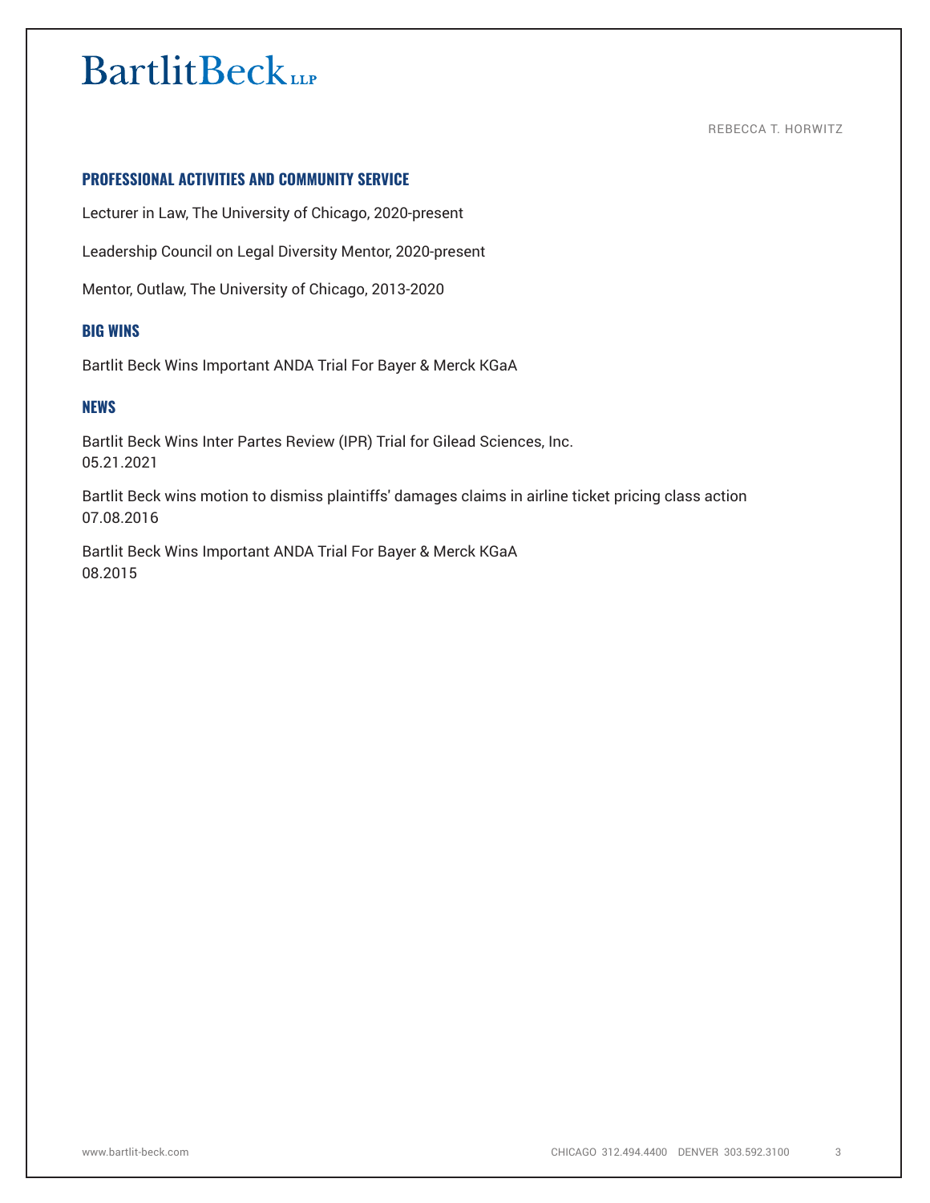## PROFESSIONAL ACTIVITIES AND COMMUNITY SERVICE

Lecturer in Law, The University of Chicago, 2020-present

Leadership Council on Legal Diversity Mentor, 2020-present

Mentor, Outlaw, The University of Chicago, 2013-2020

## BIG WINS

Bartlit Beck Wins Important ANDA Trial For Bayer & Merck KGaA

## NEWS

Bartlit Beck Wins Inter Partes Review (IPR) Trial for Gilead Sciences, Inc.
05.21.2021

Bartlit Beck wins motion to dismiss plaintiffs' damages claims in airline ticket pricing class action
07.08.2016

Bartlit Beck Wins Important ANDA Trial For Bayer & Merck KGaA
08.2015